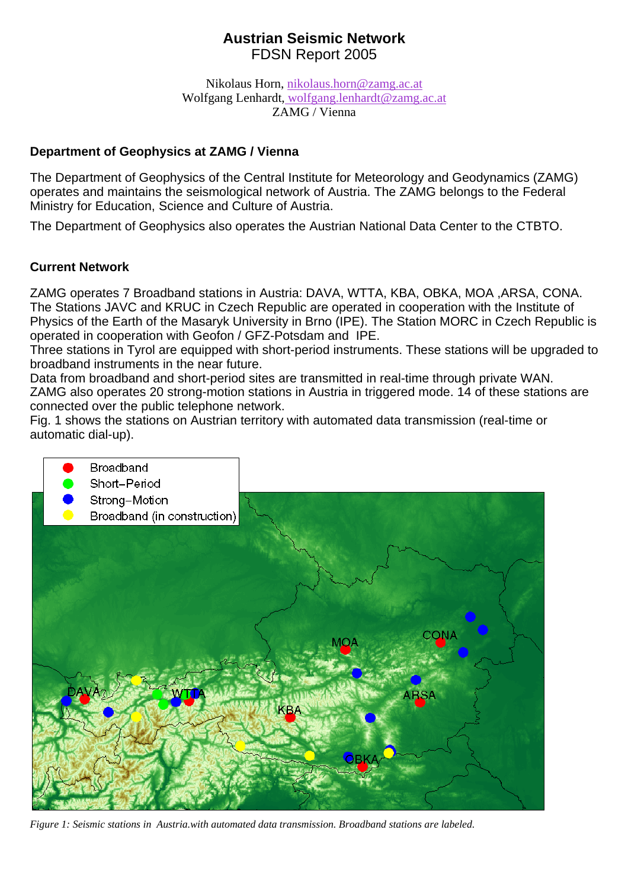# Austrian Seismic Network

FDSN Report 2005

Nikolaus Horn, nikolaus.horn@zamg.ac.at
Wolfgang Lenhardt, wolfgang.lenhardt@zamg.ac.at
ZAMG / Vienna

## Department of Geophysics at ZAMG / Vienna

The Department of Geophysics of the Central Institute for Meteorology and Geodynamics (ZAMG) operates and maintains the seismological network of Austria. The ZAMG belongs to the Federal Ministry for Education, Science and Culture of Austria.

The Department of Geophysics also operates the Austrian National Data Center to the CTBTO.

## Current Network

ZAMG operates 7 Broadband stations in Austria: DAVA, WTTA, KBA, OBKA, MOA ,ARSA, CONA. The Stations JAVC and KRUC in Czech Republic are operated in cooperation with the Institute of Physics of the Earth of the Masaryk University in Brno (IPE). The Station MORC in Czech Republic is operated in cooperation with Geofon / GFZ-Potsdam and IPE.
Three stations in Tyrol are equipped with short-period instruments. These stations will be upgraded to broadband instruments in the near future.
Data from broadband and short-period sites are transmitted in real-time through private WAN.
ZAMG also operates 20 strong-motion stations in Austria in triggered mode. 14 of these stations are connected over the public telephone network.
Fig. 1 shows the stations on Austrian territory with automated data transmission (real-time or automatic dial-up).

*Figure 1: Seismic stations in Austria.with automated data transmission. Broadband stations are labeled.*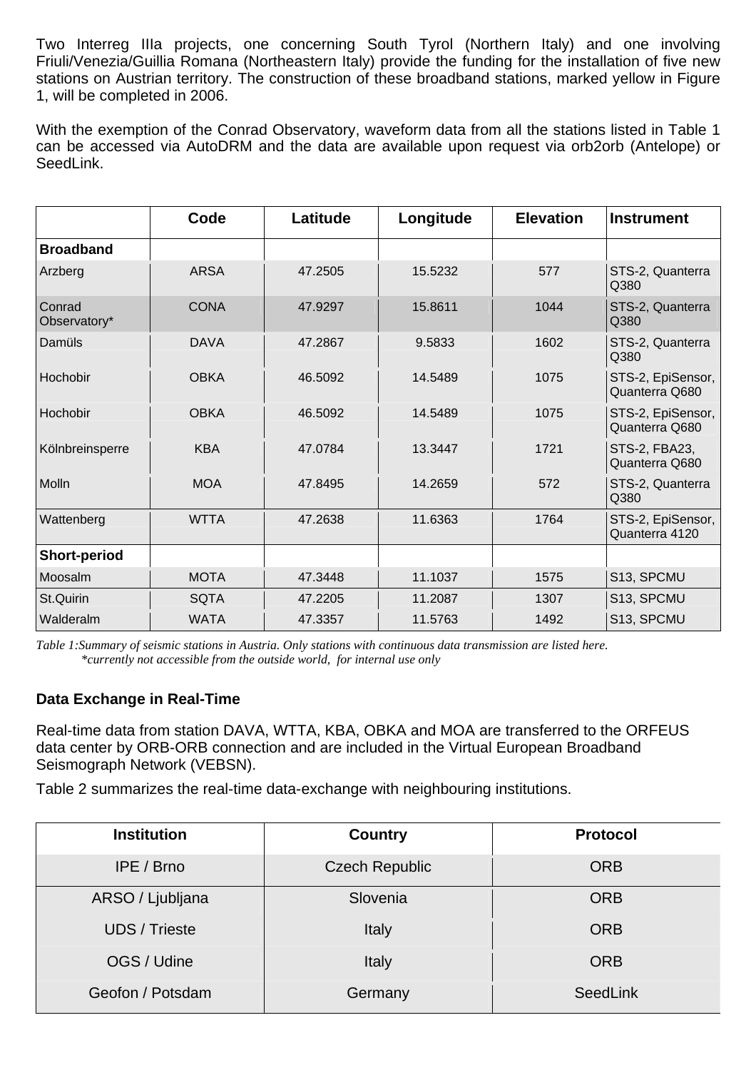Two Interreg IIIa projects, one concerning South Tyrol (Northern Italy) and one involving Friuli/Venezia/Guillia Romana (Northeastern Italy) provide the funding for the installation of five new stations on Austrian territory. The construction of these broadband stations, marked yellow in Figure 1, will be completed in 2006.

With the exemption of the Conrad Observatory, waveform data from all the stations listed in Table 1 can be accessed via AutoDRM and the data are available upon request via orb2orb (Antelope) or SeedLink.

| | Code | Latitude | Longitude | Elevation | Instrument |
|---|---|---|---|---|---|
| **Broadband** | | | | | |
| Arzberg | ARSA | 47.2505 | 15.5232 | 577 | STS-2, Quanterra Q380 |
| Conrad Observatory* | CONA | 47.9297 | 15.8611 | 1044 | STS-2, Quanterra Q380 |
| Damüls | DAVA | 47.2867 | 9.5833 | 1602 | STS-2, Quanterra Q380 |
| Hochobir | OBKA | 46.5092 | 14.5489 | 1075 | STS-2, EpiSensor, Quanterra Q680 |
| Hochobir | OBKA | 46.5092 | 14.5489 | 1075 | STS-2, EpiSensor, Quanterra Q680 |
| Kölnbreinsperre | KBA | 47.0784 | 13.3447 | 1721 | STS-2, FBA23, Quanterra Q680 |
| Molln | MOA | 47.8495 | 14.2659 | 572 | STS-2, Quanterra Q380 |
| Wattenberg | WTTA | 47.2638 | 11.6363 | 1764 | STS-2, EpiSensor, Quanterra 4120 |
| **Short-period** | | | | | |
| Moosalm | MOTA | 47.3448 | 11.1037 | 1575 | S13, SPCMU |
| St.Quirin | SQTA | 47.2205 | 11.2087 | 1307 | S13, SPCMU |
| Walderalm | WATA | 47.3357 | 11.5763 | 1492 | S13, SPCMU |

*Table 1:Summary of seismic stations in Austria. Only stations with continuous data transmission are listed here.*
*\*currently not accessible from the outside world, for internal use only*

**Data Exchange in Real-Time**

Real-time data from station DAVA, WTTA, KBA, OBKA and MOA are transferred to the ORFEUS data center by ORB-ORB connection and are included in the Virtual European Broadband Seismograph Network (VEBSN).

Table 2 summarizes the real-time data-exchange with neighbouring institutions.

| Institution | Country | Protocol |
|---|---|---|
| IPE / Brno | Czech Republic | ORB |
| ARSO / Ljubljana | Slovenia | ORB |
| UDS / Trieste | Italy | ORB |
| OGS / Udine | Italy | ORB |
| Geofon / Potsdam | Germany | SeedLink |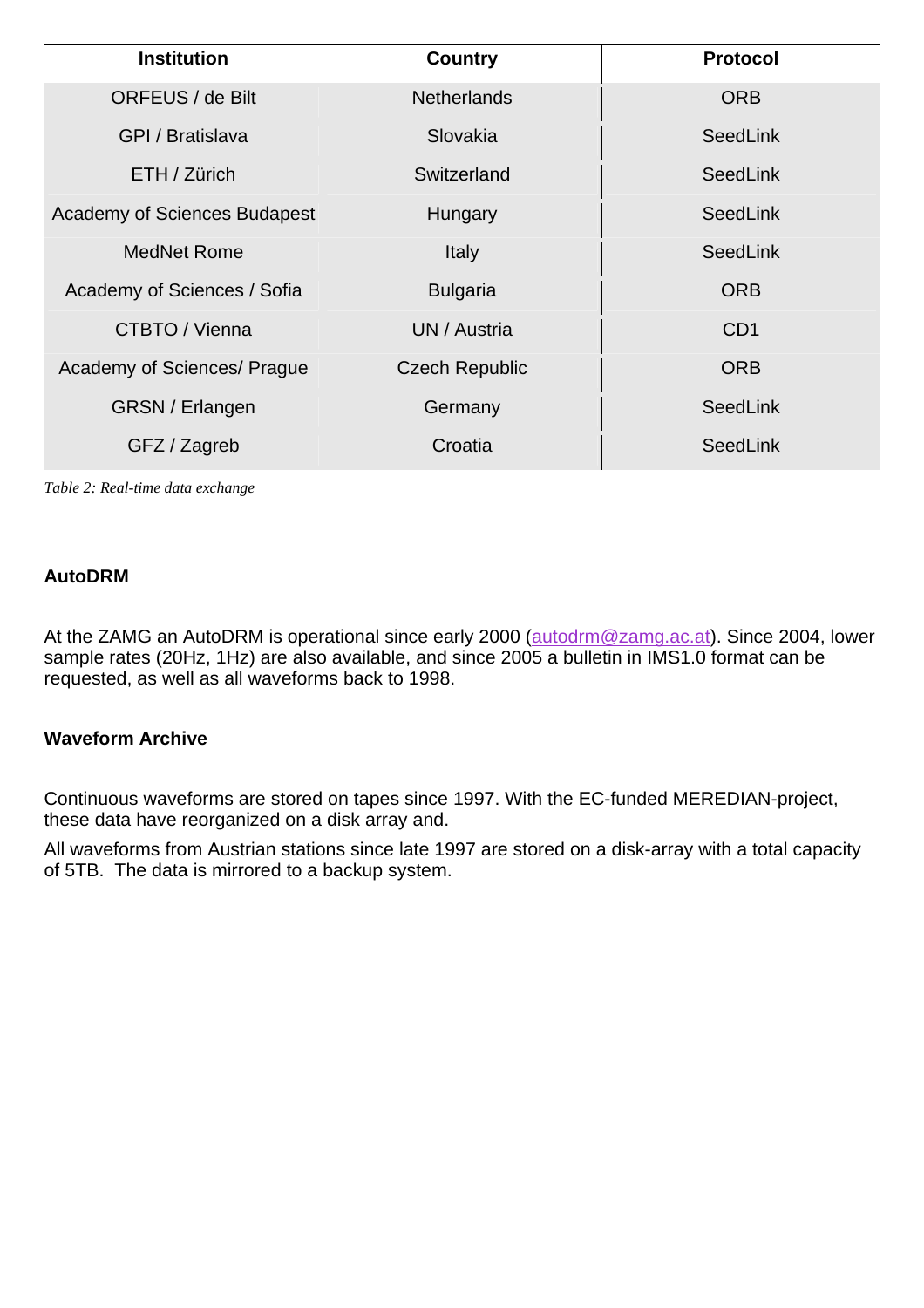| Institution | Country | Protocol |
| --- | --- | --- |
| ORFEUS / de Bilt | Netherlands | ORB |
| GPI / Bratislava | Slovakia | SeedLink |
| ETH / Zürich | Switzerland | SeedLink |
| Academy of Sciences Budapest | Hungary | SeedLink |
| MedNet Rome | Italy | SeedLink |
| Academy of Sciences / Sofia | Bulgaria | ORB |
| CTBTO / Vienna | UN / Austria | CD1 |
| Academy of Sciences/ Prague | Czech Republic | ORB |
| GRSN / Erlangen | Germany | SeedLink |
| GFZ / Zagreb | Croatia | SeedLink |

*Table 2: Real-time data exchange*

**AutoDRM**

At the ZAMG an AutoDRM is operational since early 2000 (autodrm@zamg.ac.at). Since 2004, lower sample rates (20Hz, 1Hz) are also available, and since 2005 a bulletin in IMS1.0 format can be requested, as well as all waveforms back to 1998.

**Waveform Archive**

Continuous waveforms are stored on tapes since 1997. With the EC-funded MEREDIAN-project, these data have reorganized on a disk array and.

All waveforms from Austrian stations since late 1997 are stored on a disk-array with a total capacity of 5TB. The data is mirrored to a backup system.